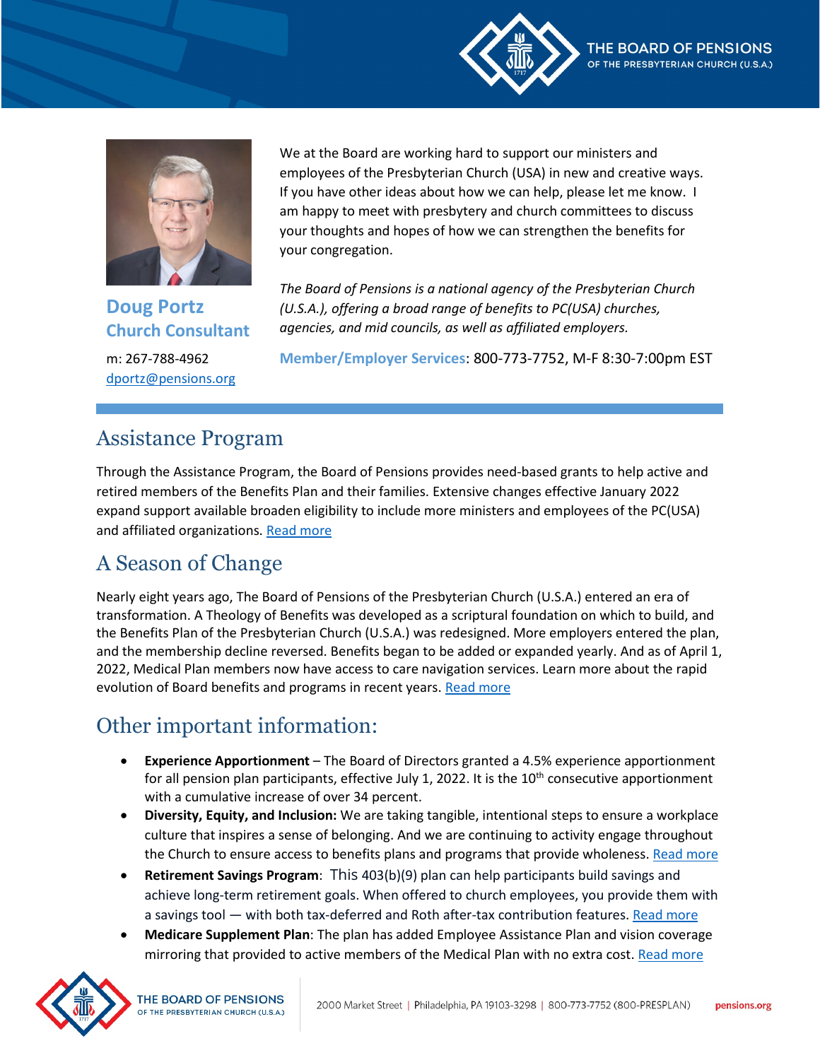**Doug Portz**
**Church Consultant**

m: 267-788-4962
[dportz@pensions.org](mailto:dportz@pensions.org)

We at the Board are working hard to support our ministers and employees of the Presbyterian Church (USA) in new and creative ways. If you have other ideas about how we can help, please let me know. I am happy to meet with presbytery and church committees to discuss your thoughts and hopes of how we can strengthen the benefits for your congregation.

*The Board of Pensions is a national agency of the Presbyterian Church (U.S.A.), offering a broad range of benefits to PC(USA) churches, agencies, and mid councils, as well as affiliated employers.*

**Member/Employer Services**: 800-773-7752, M-F 8:30-7:00pm EST

## Assistance Program

Through the Assistance Program, the Board of Pensions provides need-based grants to help active and retired members of the Benefits Plan and their families. Extensive changes effective January 2022 expand support available broaden eligibility to include more ministers and employees of the PC(USA) and affiliated organizations. Read more

## A Season of Change

Nearly eight years ago, The Board of Pensions of the Presbyterian Church (U.S.A.) entered an era of transformation. A Theology of Benefits was developed as a scriptural foundation on which to build, and the Benefits Plan of the Presbyterian Church (U.S.A.) was redesigned. More employers entered the plan, and the membership decline reversed. Benefits began to be added or expanded yearly. And as of April 1, 2022, Medical Plan members now have access to care navigation services. Learn more about the rapid evolution of Board benefits and programs in recent years. Read more

## Other important information:

- **Experience Apportionment** – The Board of Directors granted a 4.5% experience apportionment for all pension plan participants, effective July 1, 2022. It is the 10th consecutive apportionment with a cumulative increase of over 34 percent.
- **Diversity, Equity, and Inclusion:** We are taking tangible, intentional steps to ensure a workplace culture that inspires a sense of belonging. And we are continuing to activity engage throughout the Church to ensure access to benefits plans and programs that provide wholeness. Read more
- **Retirement Savings Program**: This 403(b)(9) plan can help participants build savings and achieve long-term retirement goals. When offered to church employees, you provide them with a savings tool — with both tax-deferred and Roth after-tax contribution features. Read more
- **Medicare Supplement Plan**: The plan has added Employee Assistance Plan and vision coverage mirroring that provided to active members of the Medical Plan with no extra cost. Read more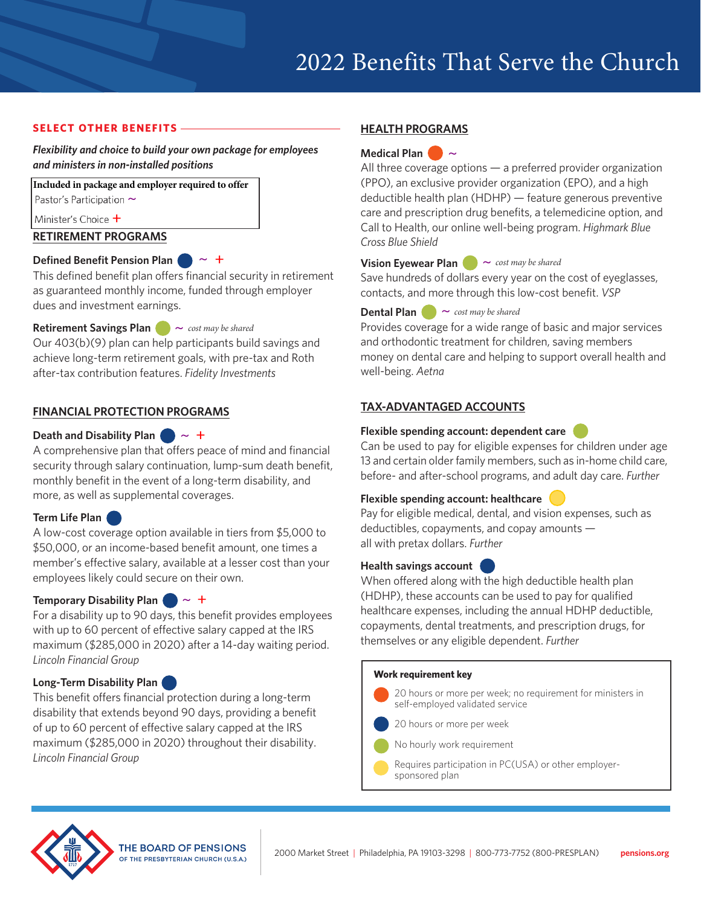# 2022 Benefits That Serve the Church

## SELECT OTHER BENEFITS

***Flexibility and choice to build your own package for employees and ministers in non-installed positions***

**Included in package and employer required to offer**
Pastor's Participation ~
Minister's Choice +

### RETIREMENT PROGRAMS

**Defined Benefit Pension Plan** ~ +
This defined benefit plan offers financial security in retirement as guaranteed monthly income, funded through employer dues and investment earnings.

**Retirement Savings Plan** ~ *cost may be shared*
Our 403(b)(9) plan can help participants build savings and achieve long-term retirement goals, with pre-tax and Roth after-tax contribution features. *Fidelity Investments*

### FINANCIAL PROTECTION PROGRAMS

**Death and Disability Plan** ~ +
A comprehensive plan that offers peace of mind and financial security through salary continuation, lump-sum death benefit, monthly benefit in the event of a long-term disability, and more, as well as supplemental coverages.

**Term Life Plan**
A low-cost coverage option available in tiers from $5,000 to $50,000, or an income-based benefit amount, one times a member's effective salary, available at a lesser cost than your employees likely could secure on their own.

**Temporary Disability Plan** ~ +
For a disability up to 90 days, this benefit provides employees with up to 60 percent of effective salary capped at the IRS maximum ($285,000 in 2020) after a 14-day waiting period. *Lincoln Financial Group*

**Long-Term Disability Plan**
This benefit offers financial protection during a long-term disability that extends beyond 90 days, providing a benefit of up to 60 percent of effective salary capped at the IRS maximum ($285,000 in 2020) throughout their disability. *Lincoln Financial Group*

### HEALTH PROGRAMS

**Medical Plan** ~
All three coverage options — a preferred provider organization (PPO), an exclusive provider organization (EPO), and a high deductible health plan (HDHP) — feature generous preventive care and prescription drug benefits, a telemedicine option, and Call to Health, our online well-being program. *Highmark Blue Cross Blue Shield*

**Vision Eyewear Plan** ~ *cost may be shared*
Save hundreds of dollars every year on the cost of eyeglasses, contacts, and more through this low-cost benefit. *VSP*

**Dental Plan** ~ *cost may be shared*
Provides coverage for a wide range of basic and major services and orthodontic treatment for children, saving members money on dental care and helping to support overall health and well-being. *Aetna*

### TAX-ADVANTAGED ACCOUNTS

**Flexible spending account: dependent care**
Can be used to pay for eligible expenses for children under age 13 and certain older family members, such as in-home child care, before- and after-school programs, and adult day care. *Further*

**Flexible spending account: healthcare**
Pay for eligible medical, dental, and vision expenses, such as deductibles, copayments, and copay amounts — all with pretax dollars. *Further*

**Health savings account**
When offered along with the high deductible health plan (HDHP), these accounts can be used to pay for qualified healthcare expenses, including the annual HDHP deductible, copayments, dental treatments, and prescription drugs, for themselves or any eligible dependent. *Further*

**Work requirement key**

- (Orange) 20 hours or more per week; no requirement for ministers in self-employed validated service
- (Blue) 20 hours or more per week
- (Green) No hourly work requirement
- (Yellow) Requires participation in PC(USA) or other employer-sponsored plan

THE BOARD OF PENSIONS OF THE PRESBYTERIAN CHURCH (U.S.A.)

2000 Market Street | Philadelphia, PA 19103-3298 | 800-773-7752 (800-PRESPLAN) pensions.org